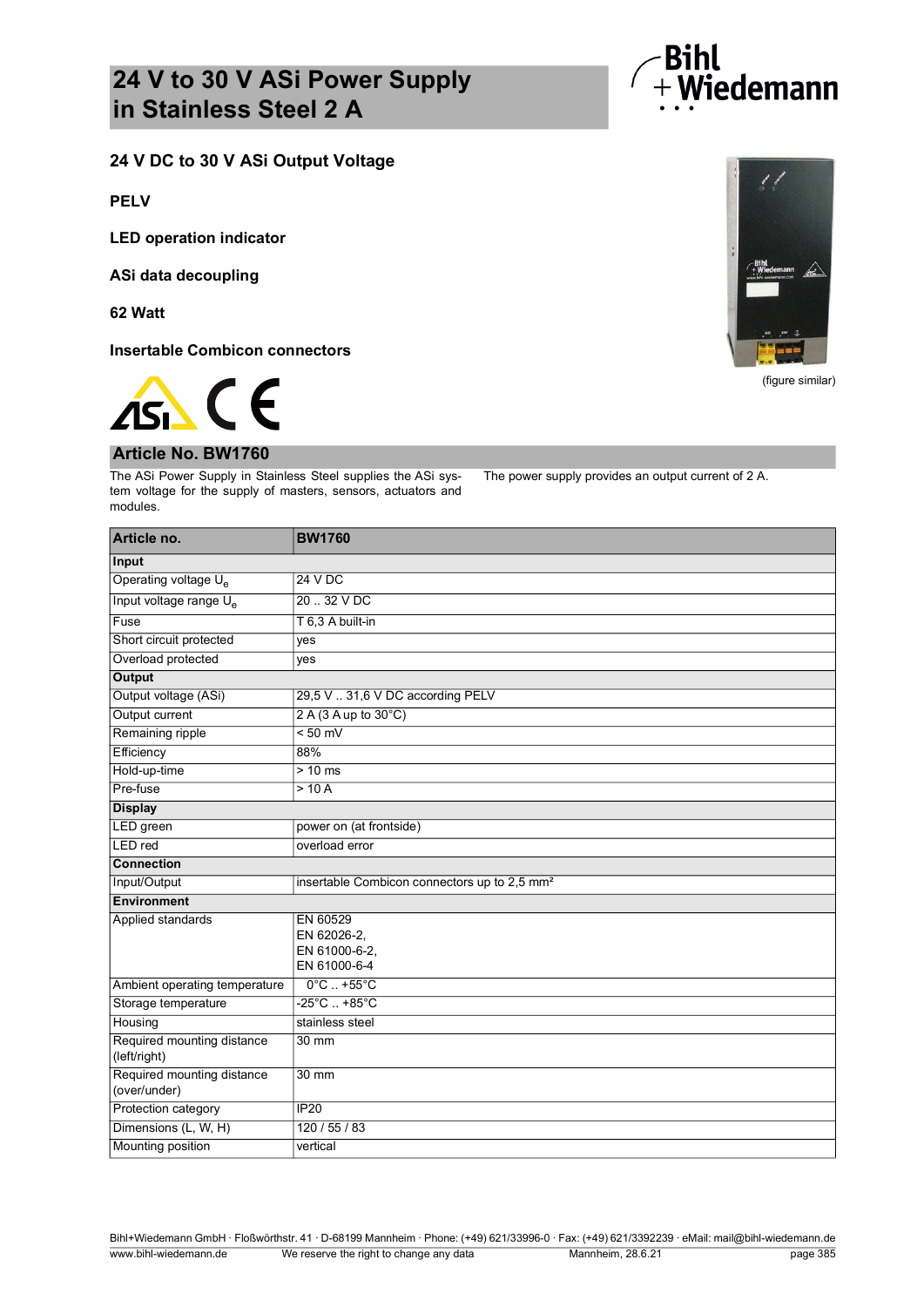# 24 V to 30 V ASi Power Supply in Stainless Steel 2 A

**24 V DC to 30 V ASi Output Voltage**

**PELV**

**LED operation indicator**

**ASi data decoupling**

**62 Watt**

**Insertable Combicon connectors**

(figure similar)

## Article No. BW1760

The ASi Power Supply in Stainless Steel supplies the ASi system voltage for the supply of masters, sensors, actuators and modules.

The power supply provides an output current of 2 A.

| Article no. | BW1760 |
|---|---|
| **Input** | |
| Operating voltage $U_e$ | 24 V DC |
| Input voltage range $U_e$ | 20 .. 32 V DC |
| Fuse | T 6,3 A built-in |
| Short circuit protected | yes |
| Overload protected | yes |
| **Output** | |
| Output voltage (ASi) | 29,5 V .. 31,6 V DC according PELV |
| Output current | 2 A (3 A up to 30°C) |
| Remaining ripple | < 50 mV |
| Efficiency | 88% |
| Hold-up-time | > 10 ms |
| Pre-fuse | > 10 A |
| **Display** | |
| LED green | power on (at frontside) |
| LED red | overload error |
| **Connection** | |
| Input/Output | insertable Combicon connectors up to 2,5 mm² |
| **Environment** | |
| Applied standards | EN 60529<br>EN 62026-2,<br>EN 61000-6-2,<br>EN 61000-6-4 |
| Ambient operating temperature | 0°C .. +55°C |
| Storage temperature | -25°C .. +85°C |
| Housing | stainless steel |
| Required mounting distance (left/right) | 30 mm |
| Required mounting distance (over/under) | 30 mm |
| Protection category | IP20 |
| Dimensions (L, W, H) | 120 / 55 / 83 |
| Mounting position | vertical |

Bihl+Wiedemann GmbH · Floßwörthstr. 41 · D-68199 Mannheim · Phone: (+49) 621/33996-0 · Fax: (+49) 621/3392239 · eMail: mail@bihl-wiedemann.de
www.bihl-wiedemann.de · We reserve the right to change any data · Mannheim, 28.6.21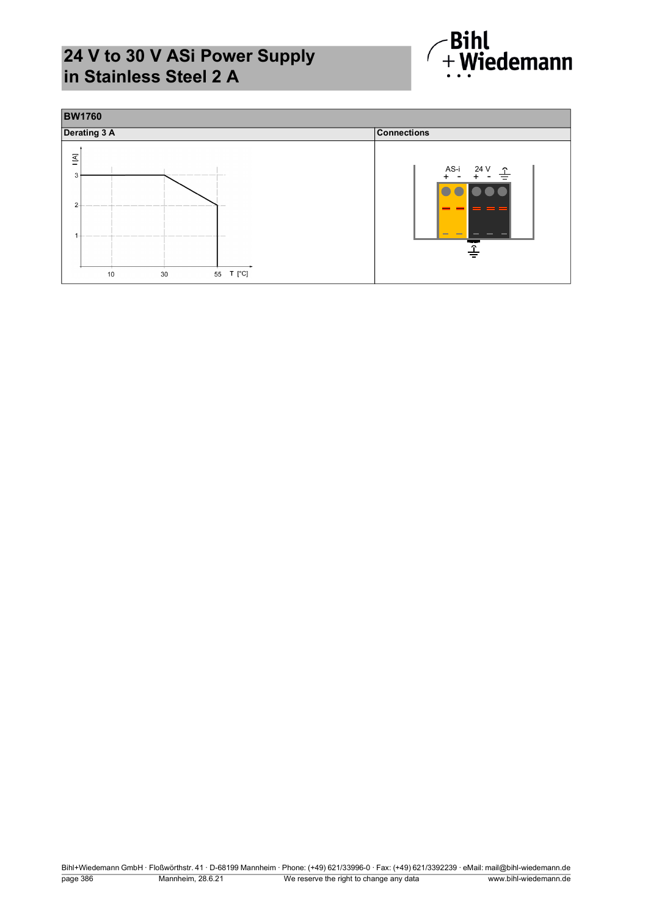# 24 V to 30 V ASi Power Supply in Stainless Steel 2 A

## BW1760

### Derating 3 A

I [A]

3

2

1

10

30

55

T [°C]

### Connections

AS-i

\+ -

24 V

\+ -

Bihl+Wiedemann GmbH · Floßwörthstr. 41 · D-68199 Mannheim · Phone: (+49) 621/33996-0 · Fax: (+49) 621/3392239 · eMail: mail@bihl-wiedemann.de

Mannheim, 28.6.21 We reserve the right to change any data www.bihl-wiedemann.de